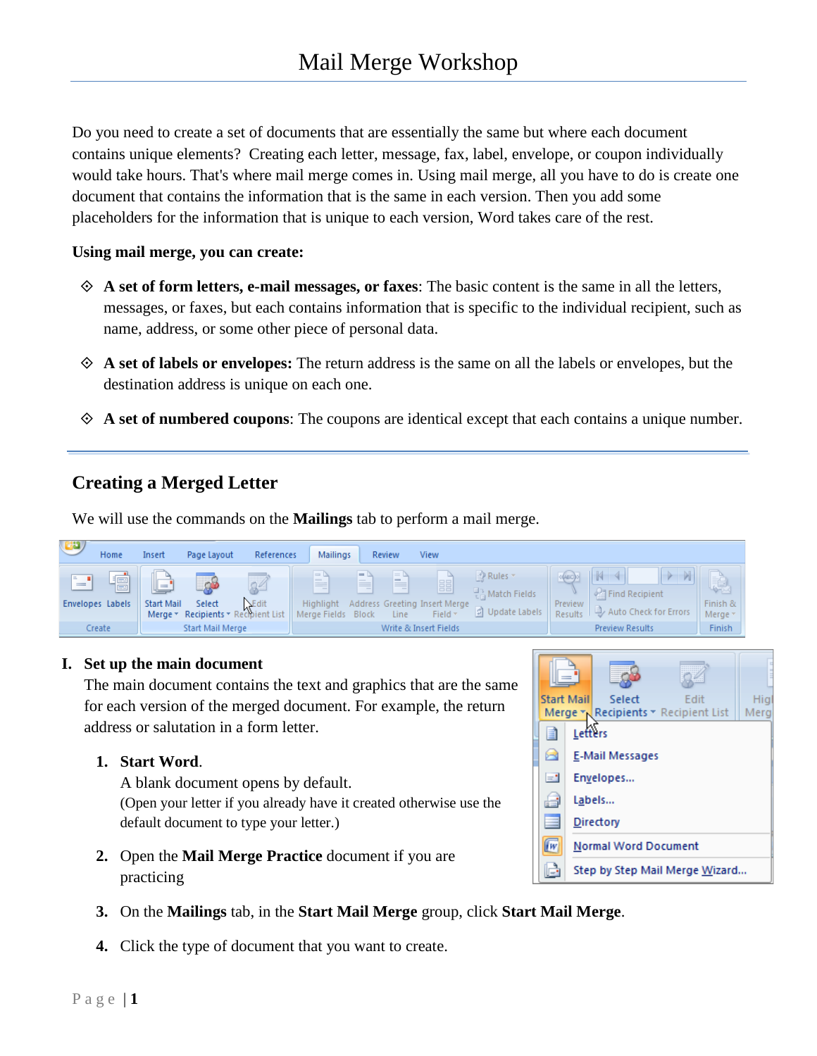# Mail Merge Workshop

Do you need to create a set of documents that are essentially the same but where each document contains unique elements? Creating each letter, message, fax, label, envelope, or coupon individually would take hours. That's where mail merge comes in. Using mail merge, all you have to do is create one document that contains the information that is the same in each version. Then you add some placeholders for the information that is unique to each version, Word takes care of the rest.

**Using mail merge, you can create:**

- **A set of form letters, e-mail messages, or faxes**: The basic content is the same in all the letters, messages, or faxes, but each contains information that is specific to the individual recipient, such as name, address, or some other piece of personal data.
- **A set of labels or envelopes:** The return address is the same on all the labels or envelopes, but the destination address is unique on each one.
- **A set of numbered coupons**: The coupons are identical except that each contains a unique number.

## Creating a Merged Letter

We will use the commands on the **Mailings** tab to perform a mail merge.

I. **Set up the main document**

The main document contains the text and graphics that are the same for each version of the merged document. For example, the return address or salutation in a form letter.

1. **Start Word**.
   A blank document opens by default.
   (Open your letter if you already have it created otherwise use the default document to type your letter.)
2. Open the **Mail Merge Practice** document if you are practicing
3. On the **Mailings** tab, in the **Start Mail Merge** group, click **Start Mail Merge**.
4. Click the type of document that you want to create.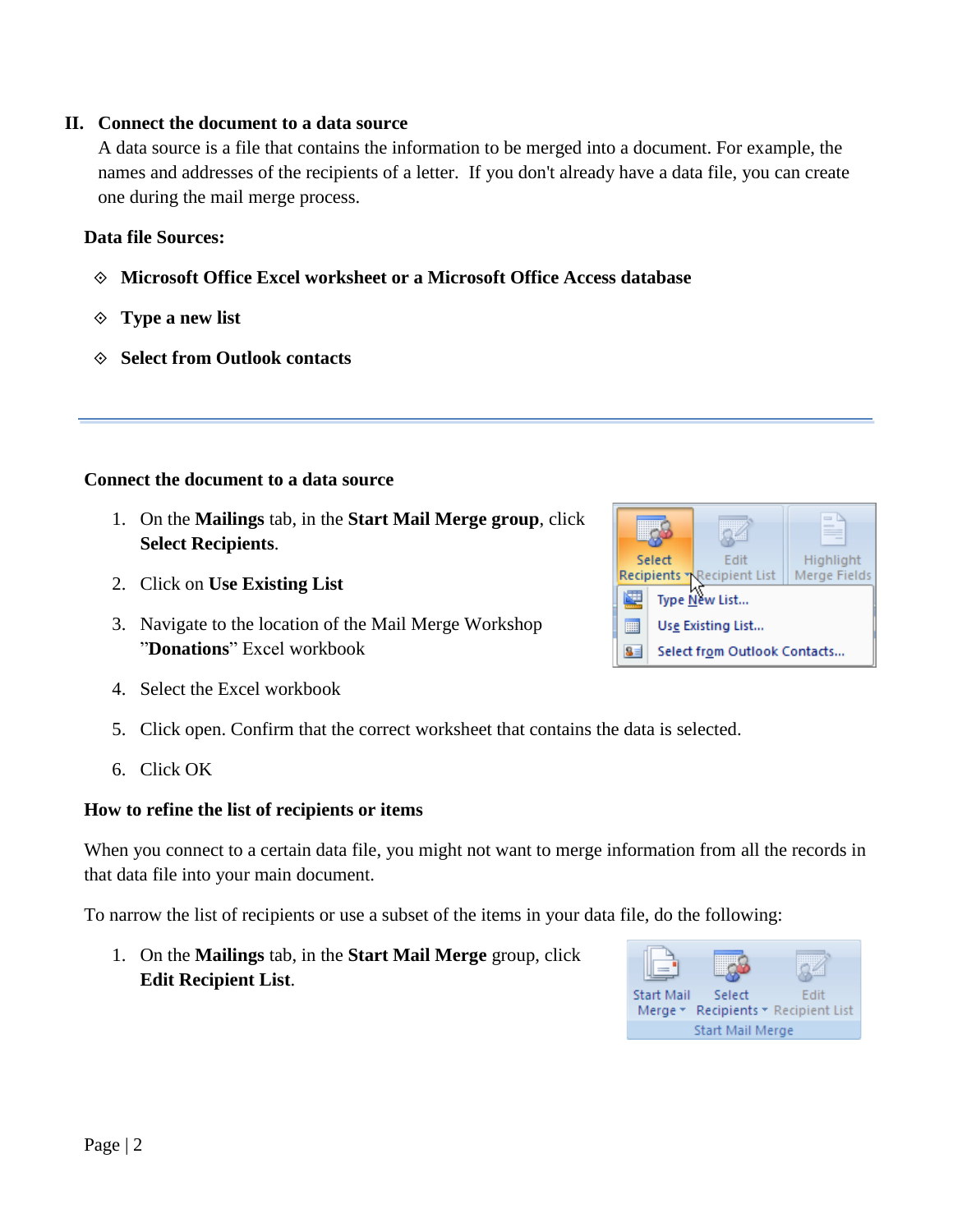## II. Connect the document to a data source

A data source is a file that contains the information to be merged into a document. For example, the names and addresses of the recipients of a letter. If you don't already have a data file, you can create one during the mail merge process.

**Data file Sources:**

- **Microsoft Office Excel worksheet or a Microsoft Office Access database**
- **Type a new list**
- **Select from Outlook contacts**

---

### Connect the document to a data source

1. On the **Mailings** tab, in the **Start Mail Merge group**, click **Select Recipients**.
2. Click on **Use Existing List**
3. Navigate to the location of the Mail Merge Workshop "**Donations**" Excel workbook
4. Select the Excel workbook
5. Click open. Confirm that the correct worksheet that contains the data is selected.
6. Click OK

### How to refine the list of recipients or items

When you connect to a certain data file, you might not want to merge information from all the records in that data file into your main document.

To narrow the list of recipients or use a subset of the items in your data file, do the following:

1. On the **Mailings** tab, in the **Start Mail Merge** group, click **Edit Recipient List**.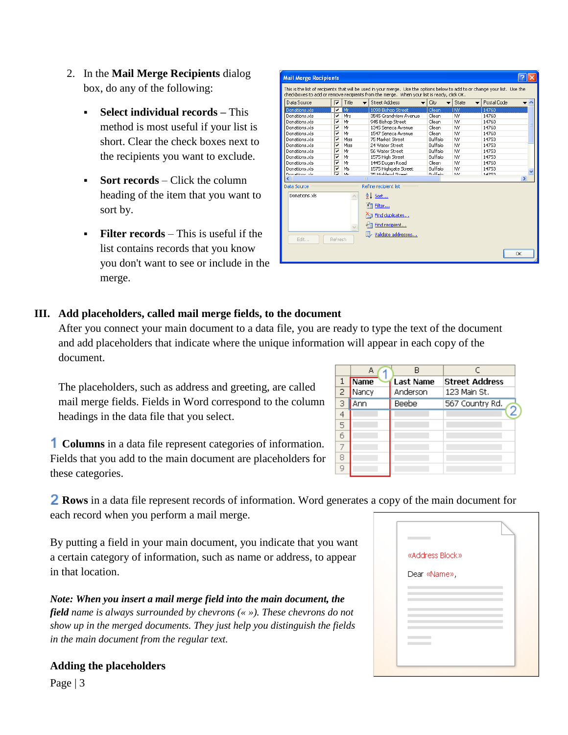2. In the **Mail Merge Recipients** dialog box, do any of the following:

   - **Select individual records** – This method is most useful if your list is short. Clear the check boxes next to the recipients you want to exclude.

   - **Sort records** – Click the column heading of the item that you want to sort by.

   - **Filter records** – This is useful if the list contains records that you know you don't want to see or include in the merge.

## III. Add placeholders, called mail merge fields, to the document

After you connect your main document to a data file, you are ready to type the text of the document and add placeholders that indicate where the unique information will appear in each copy of the document.

The placeholders, such as address and greeting, are called mail merge fields. Fields in Word correspond to the column headings in the data file that you select.

**1 Columns** in a data file represent categories of information. Fields that you add to the main document are placeholders for these categories.

**2 Rows** in a data file represent records of information. Word generates a copy of the main document for each record when you perform a mail merge.

By putting a field in your main document, you indicate that you want a certain category of information, such as name or address, to appear in that location.

*Note: When you insert a mail merge field into the main document, the **field** name is always surrounded by chevrons (« »). These chevrons do not show up in the merged documents. They just help you distinguish the fields in the main document from the regular text.*

### Adding the placeholders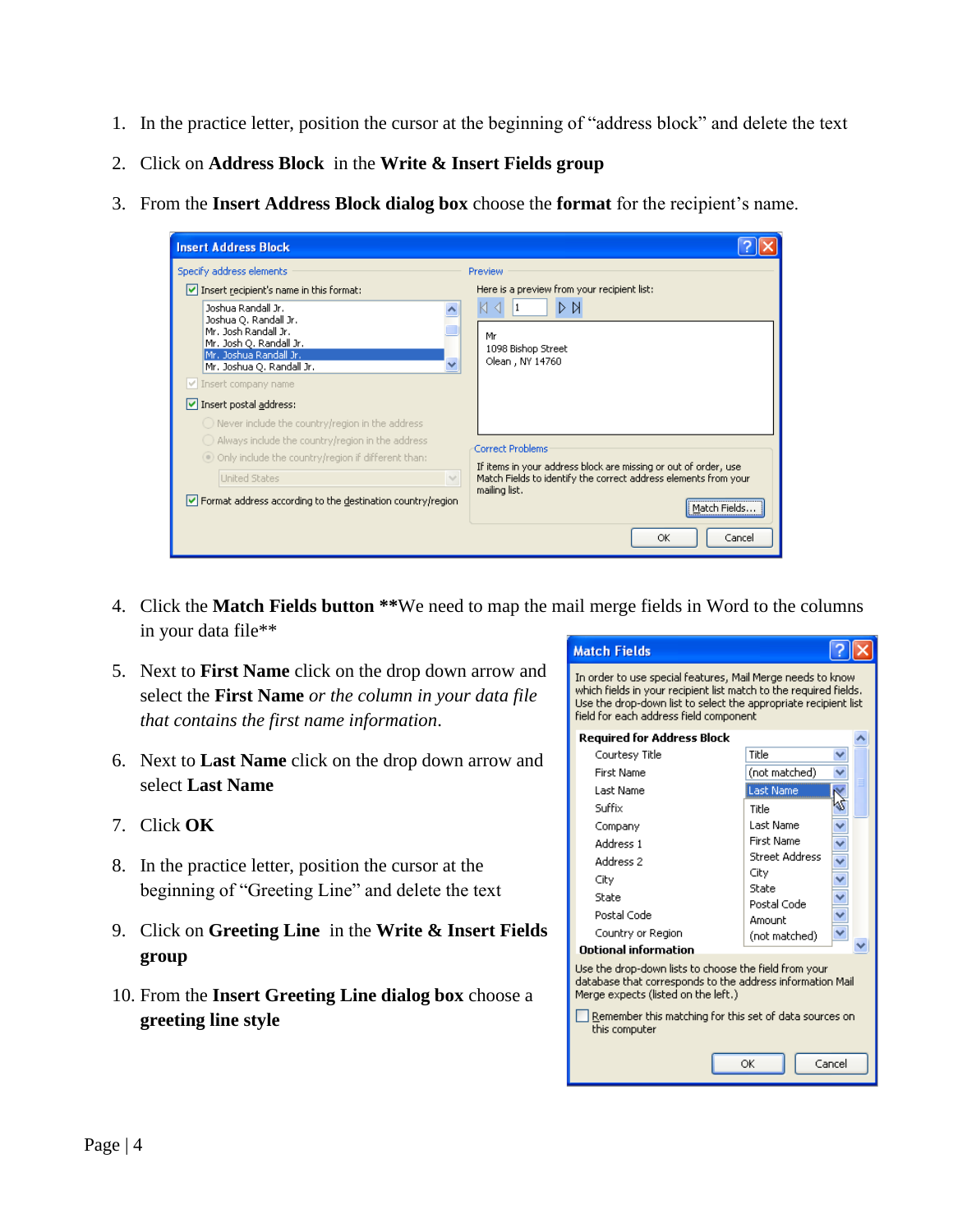1. In the practice letter, position the cursor at the beginning of "address block" and delete the text
2. Click on **Address Block** in the **Write & Insert Fields group**
3. From the **Insert Address Block dialog box** choose the **format** for the recipient's name.
4. Click the **Match Fields button** **We need to map the mail merge fields in Word to the columns in your data file**
5. Next to **First Name** click on the drop down arrow and select the **First Name** *or the column in your data file that contains the first name information.*
6. Next to **Last Name** click on the drop down arrow and select **Last Name**
7. Click **OK**
8. In the practice letter, position the cursor at the beginning of "Greeting Line" and delete the text
9. Click on **Greeting Line** in the **Write & Insert Fields group**
10. From the **Insert Greeting Line dialog box** choose a **greeting line style**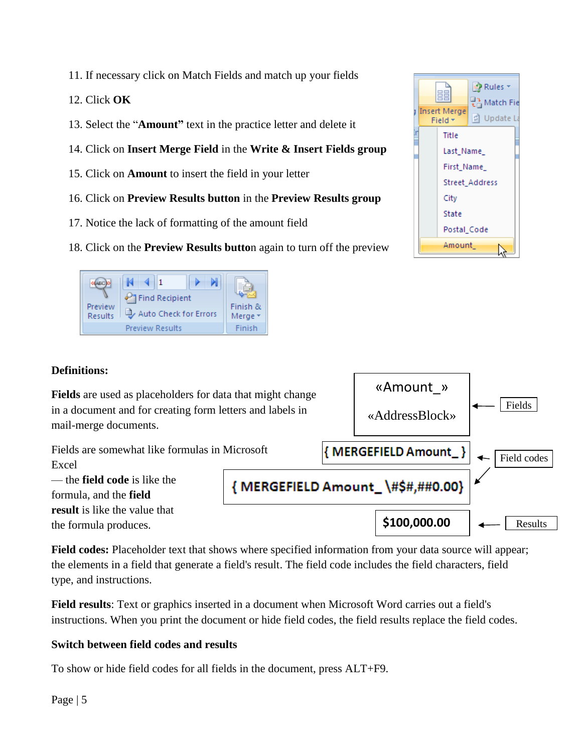11. If necessary click on Match Fields and match up your fields
12. Click **OK**
13. Select the "**Amount**" text in the practice letter and delete it
14. Click on **Insert Merge Field** in the **Write & Insert Fields group**
15. Click on **Amount** to insert the field in your letter
16. Click on **Preview Results button** in the **Preview Results group**
17. Notice the lack of formatting of the amount field
18. Click on the **Preview Results butto**n again to turn off the preview

**Definitions:**

**Fields** are used as placeholders for data that might change in a document and for creating form letters and labels in mail-merge documents.

«Amount_»

«AddressBlock»

← Fields

Fields are somewhat like formulas in Microsoft Excel — the **field code** is like the formula, and the **field result** is like the value that the formula produces.

{ MERGEFIELD Amount_ }

{ MERGEFIELD Amount_ \#$#,##0.00}

← Field codes

$100,000.00

← Results

**Field codes:** Placeholder text that shows where specified information from your data source will appear; the elements in a field that generate a field's result. The field code includes the field characters, field type, and instructions.

**Field results**: Text or graphics inserted in a document when Microsoft Word carries out a field's instructions. When you print the document or hide field codes, the field results replace the field codes.

**Switch between field codes and results**

To show or hide field codes for all fields in the document, press ALT+F9.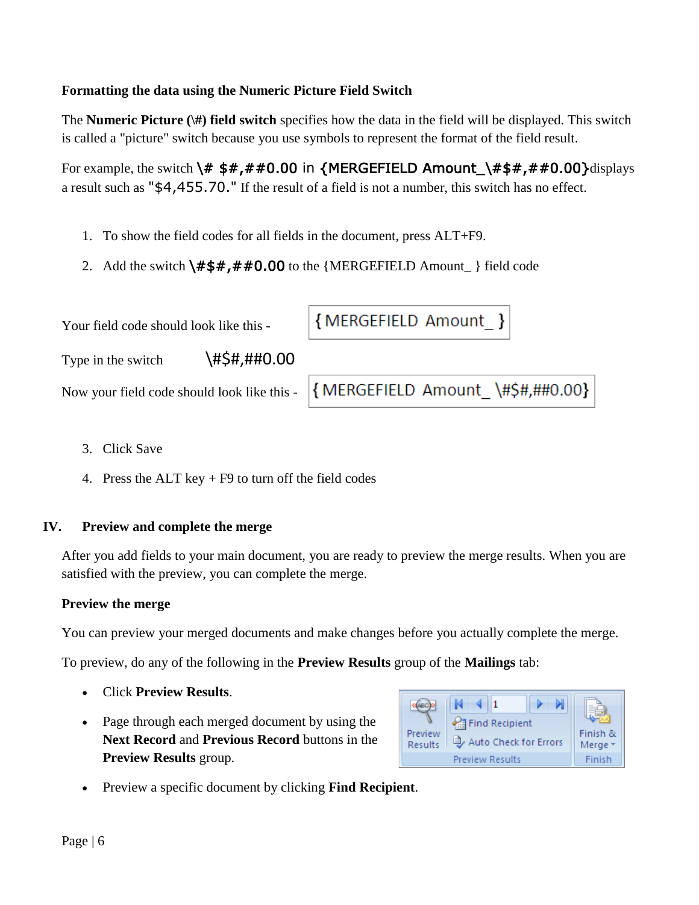### Formatting the data using the Numeric Picture Field Switch

The **Numeric Picture (\#) field switch** specifies how the data in the field will be displayed. This switch is called a "picture" switch because you use symbols to represent the format of the field result.

For example, the switch **\# $#,##0.00** in **{MERGEFIELD Amount_\#$#,##0.00}** displays a result such as "$4,455.70." If the result of a field is not a number, this switch has no effect.

1. To show the field codes for all fields in the document, press ALT+F9.
2. Add the switch **\#$#,##0.00** to the {MERGEFIELD Amount_ } field code

Your field code should look like this - { MERGEFIELD Amount_ }

Type in the switch \#$#,##0.00

Now your field code should look like this - { MERGEFIELD Amount_ \#$#,##0.00}

3. Click Save
4. Press the ALT key + F9 to turn off the field codes

## IV. Preview and complete the merge

After you add fields to your main document, you are ready to preview the merge results. When you are satisfied with the preview, you can complete the merge.

### Preview the merge

You can preview your merged documents and make changes before you actually complete the merge.

To preview, do any of the following in the **Preview Results** group of the **Mailings** tab:

- Click **Preview Results**.
- Page through each merged document by using the **Next Record** and **Previous Record** buttons in the **Preview Results** group.
- Preview a specific document by clicking **Find Recipient**.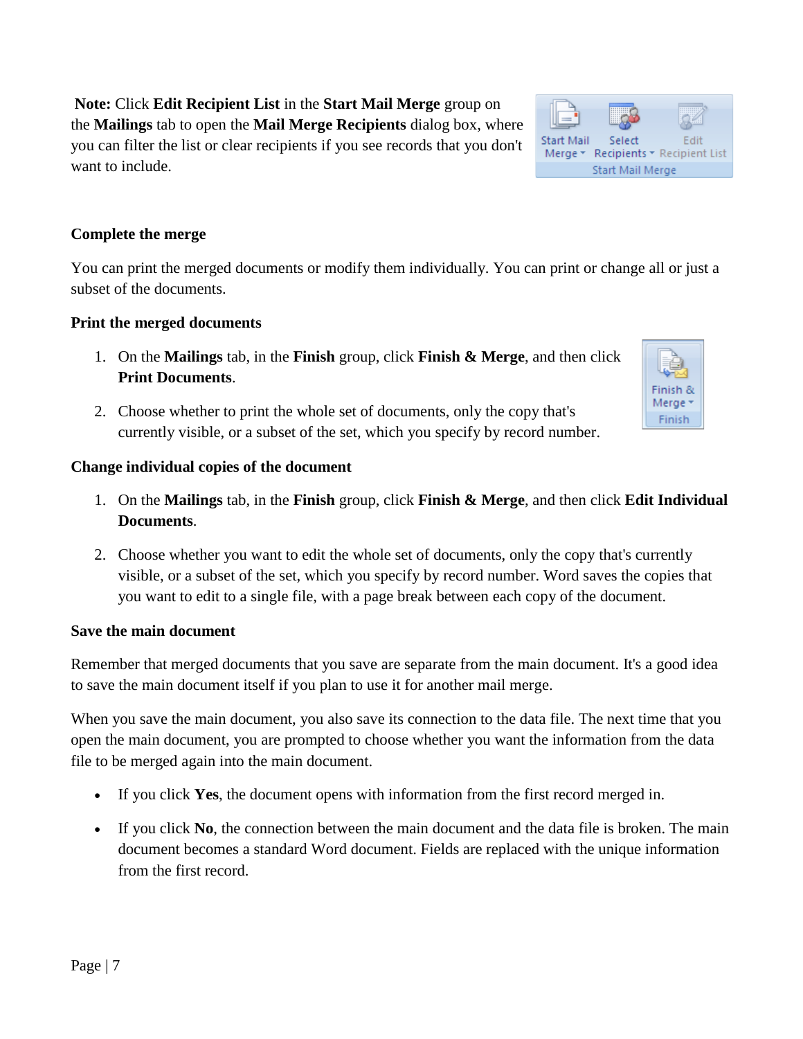**Note:** Click **Edit Recipient List** in the **Start Mail Merge** group on the **Mailings** tab to open the **Mail Merge Recipients** dialog box, where you can filter the list or clear recipients if you see records that you don't want to include.

### Complete the merge

You can print the merged documents or modify them individually. You can print or change all or just a subset of the documents.

#### Print the merged documents

1. On the **Mailings** tab, in the **Finish** group, click **Finish & Merge**, and then click **Print Documents**.
2. Choose whether to print the whole set of documents, only the copy that's currently visible, or a subset of the set, which you specify by record number.

#### Change individual copies of the document

1. On the **Mailings** tab, in the **Finish** group, click **Finish & Merge**, and then click **Edit Individual Documents**.
2. Choose whether you want to edit the whole set of documents, only the copy that's currently visible, or a subset of the set, which you specify by record number. Word saves the copies that you want to edit to a single file, with a page break between each copy of the document.

### Save the main document

Remember that merged documents that you save are separate from the main document. It's a good idea to save the main document itself if you plan to use it for another mail merge.

When you save the main document, you also save its connection to the data file. The next time that you open the main document, you are prompted to choose whether you want the information from the data file to be merged again into the main document.

- If you click **Yes**, the document opens with information from the first record merged in.
- If you click **No**, the connection between the main document and the data file is broken. The main document becomes a standard Word document. Fields are replaced with the unique information from the first record.